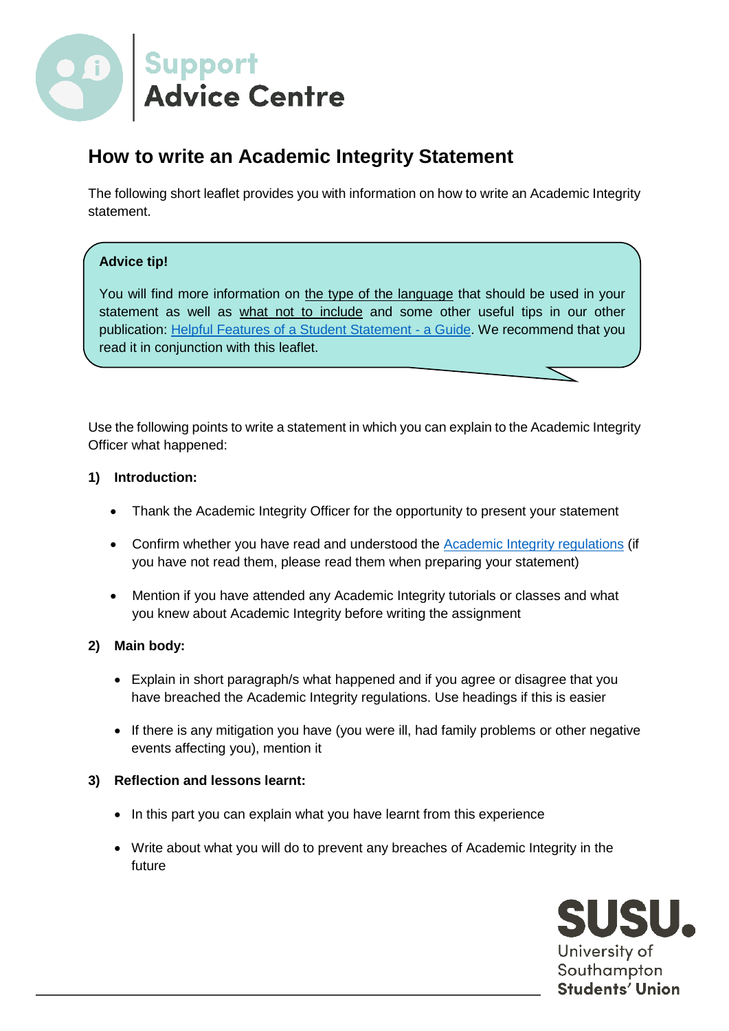Support
Advice Centre

# How to write an Academic Integrity Statement

The following short leaflet provides you with information on how to write an Academic Integrity statement.

> **Advice tip!**
>
> You will find more information on the type of the language that should be used in your statement as well as what not to include and some other useful tips in our other publication: [Helpful Features of a Student Statement - a Guide](). We recommend that you read it in conjunction with this leaflet.

Use the following points to write a statement in which you can explain to the Academic Integrity Officer what happened:

**1) Introduction:**

- Thank the Academic Integrity Officer for the opportunity to present your statement
- Confirm whether you have read and understood the [Academic Integrity regulations]() (if you have not read them, please read them when preparing your statement)
- Mention if you have attended any Academic Integrity tutorials or classes and what you knew about Academic Integrity before writing the assignment

**2) Main body:**

- Explain in short paragraph/s what happened and if you agree or disagree that you have breached the Academic Integrity regulations. Use headings if this is easier
- If there is any mitigation you have (you were ill, had family problems or other negative events affecting you), mention it

**3) Reflection and lessons learnt:**

- In this part you can explain what you have learnt from this experience
- Write about what you will do to prevent any breaches of Academic Integrity in the future

SUSU.
University of Southampton Students' Union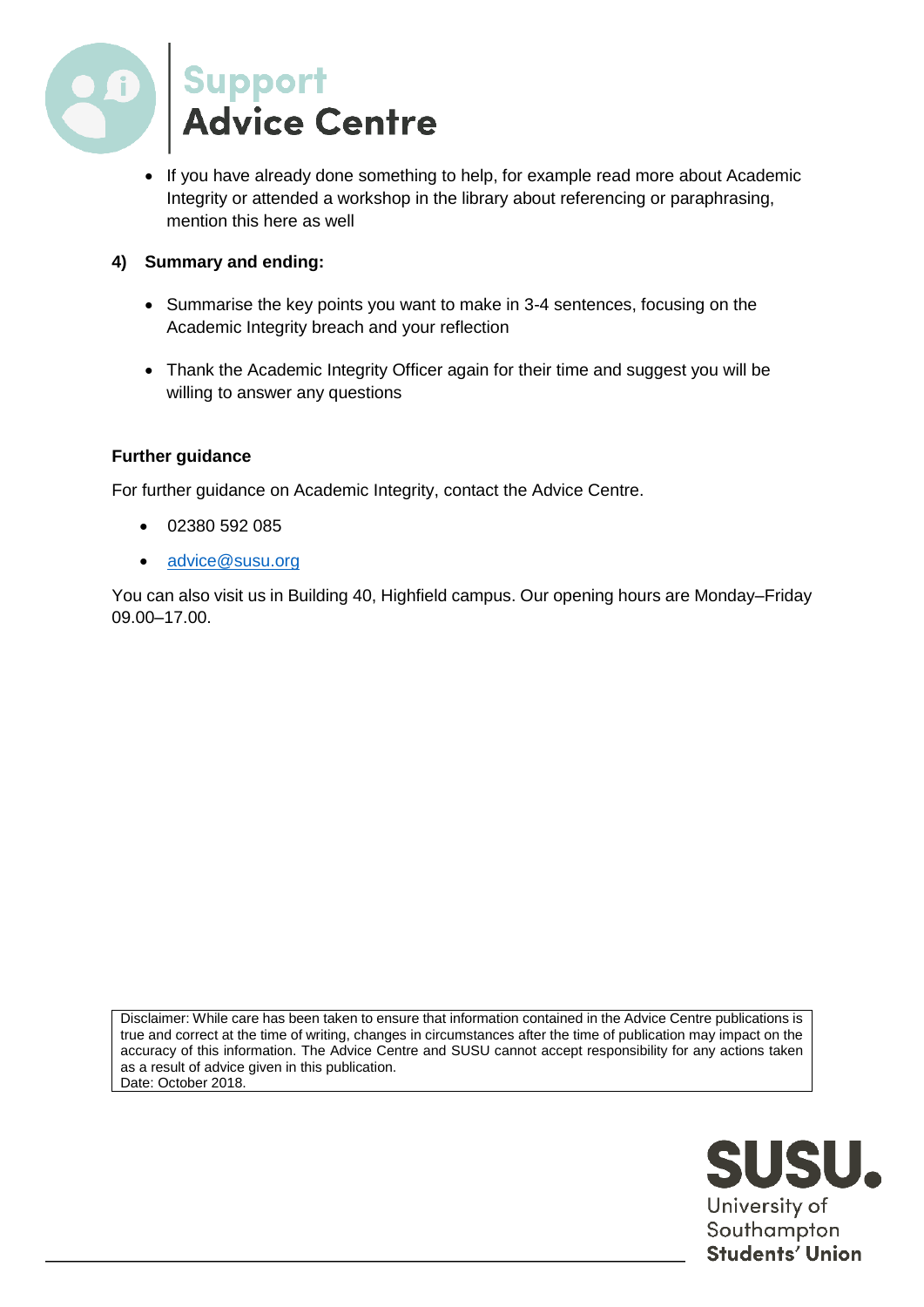- If you have already done something to help, for example read more about Academic Integrity or attended a workshop in the library about referencing or paraphrasing, mention this here as well

**4) Summary and ending:**

- Summarise the key points you want to make in 3-4 sentences, focusing on the Academic Integrity breach and your reflection
- Thank the Academic Integrity Officer again for their time and suggest you will be willing to answer any questions

**Further guidance**

For further guidance on Academic Integrity, contact the Advice Centre.

- 02380 592 085
- advice@susu.org

You can also visit us in Building 40, Highfield campus. Our opening hours are Monday–Friday 09.00–17.00.

Disclaimer: While care has been taken to ensure that information contained in the Advice Centre publications is true and correct at the time of writing, changes in circumstances after the time of publication may impact on the accuracy of this information. The Advice Centre and SUSU cannot accept responsibility for any actions taken as a result of advice given in this publication.
Date: October 2018.